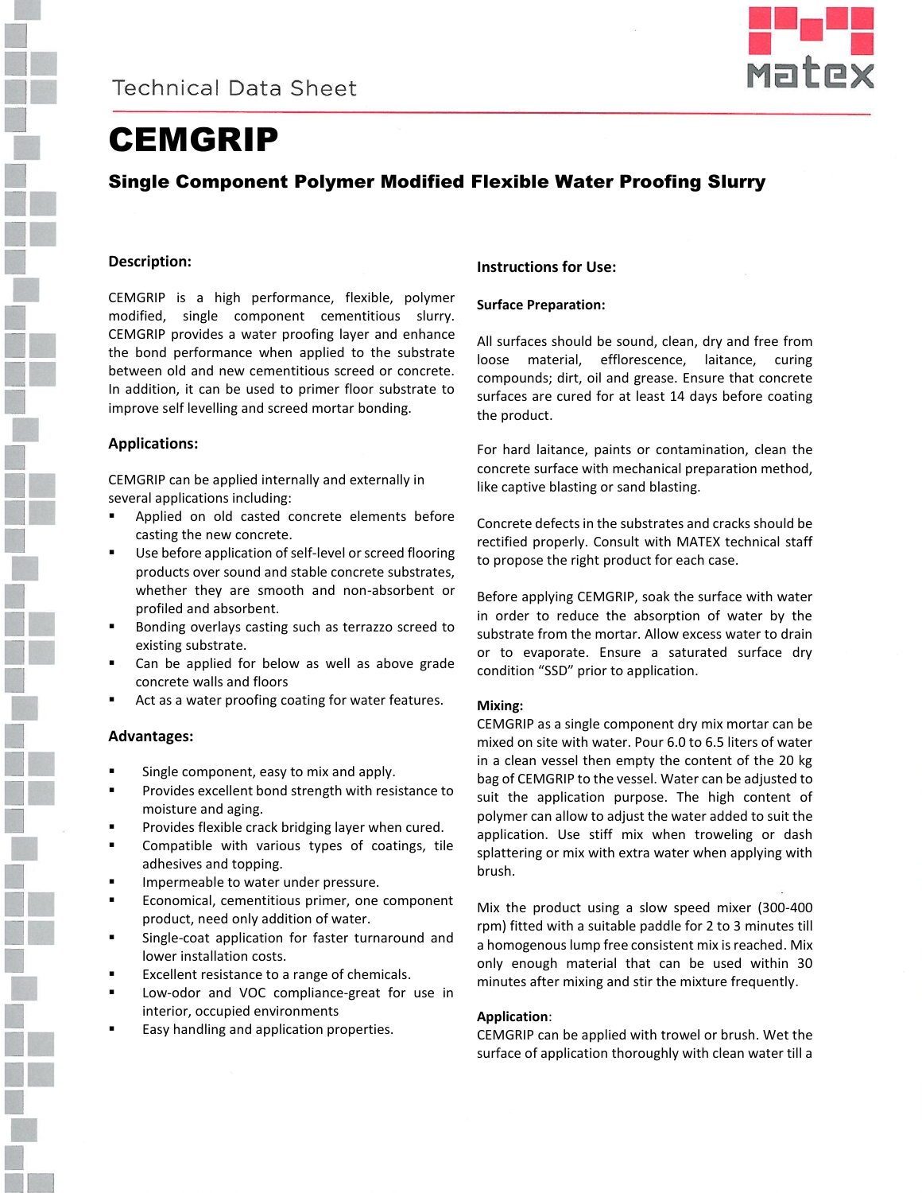Technical Data Sheet

# CEMGRIP

## Single Component Polymer Modified Flexible Water Proofing Slurry

### Description:

CEMGRIP is a high performance, flexible, polymer modified, single component cementitious slurry. CEMGRIP provides a water proofing layer and enhance the bond performance when applied to the substrate between old and new cementitious screed or concrete. In addition, it can be used to primer floor substrate to improve self levelling and screed mortar bonding.

### Applications:

CEMGRIP can be applied internally and externally in several applications including:

- Applied on old casted concrete elements before casting the new concrete.
- Use before application of self-level or screed flooring products over sound and stable concrete substrates, whether they are smooth and non-absorbent or profiled and absorbent.
- Bonding overlays casting such as terrazzo screed to existing substrate.
- Can be applied for below as well as above grade concrete walls and floors
- Act as a water proofing coating for water features.

### Advantages:

- Single component, easy to mix and apply.
- Provides excellent bond strength with resistance to moisture and aging.
- Provides flexible crack bridging layer when cured.
- Compatible with various types of coatings, tile adhesives and topping.
- Impermeable to water under pressure.
- Economical, cementitious primer, one component product, need only addition of water.
- Single-coat application for faster turnaround and lower installation costs.
- Excellent resistance to a range of chemicals.
- Low-odor and VOC compliance-great for use in interior, occupied environments
- Easy handling and application properties.

### Instructions for Use:

#### Surface Preparation:

All surfaces should be sound, clean, dry and free from loose material, efflorescence, laitance, curing compounds; dirt, oil and grease. Ensure that concrete surfaces are cured for at least 14 days before coating the product.

For hard laitance, paints or contamination, clean the concrete surface with mechanical preparation method, like captive blasting or sand blasting.

Concrete defects in the substrates and cracks should be rectified properly. Consult with MATEX technical staff to propose the right product for each case.

Before applying CEMGRIP, soak the surface with water in order to reduce the absorption of water by the substrate from the mortar. Allow excess water to drain or to evaporate. Ensure a saturated surface dry condition "SSD" prior to application.

#### Mixing:

CEMGRIP as a single component dry mix mortar can be mixed on site with water. Pour 6.0 to 6.5 liters of water in a clean vessel then empty the content of the 20 kg bag of CEMGRIP to the vessel. Water can be adjusted to suit the application purpose. The high content of polymer can allow to adjust the water added to suit the application. Use stiff mix when troweling or dash splattering or mix with extra water when applying with brush.

Mix the product using a slow speed mixer (300-400 rpm) fitted with a suitable paddle for 2 to 3 minutes till a homogenous lump free consistent mix is reached. Mix only enough material that can be used within 30 minutes after mixing and stir the mixture frequently.

#### Application:

CEMGRIP can be applied with trowel or brush. Wet the surface of application thoroughly with clean water till a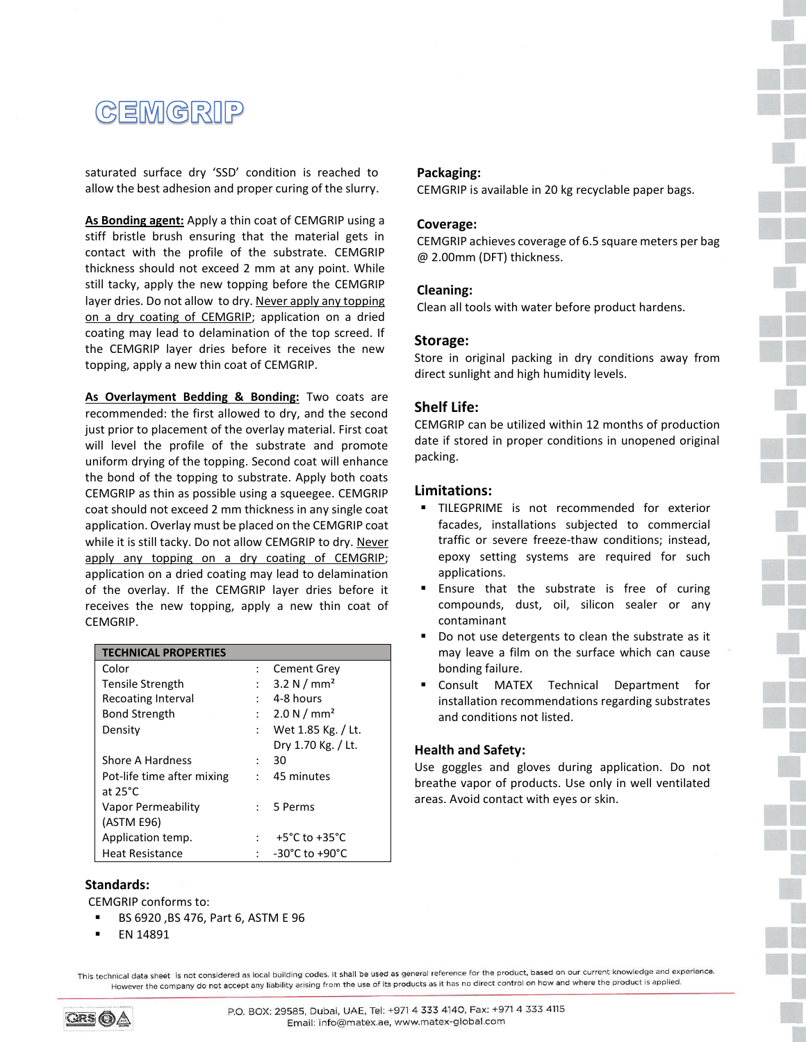# CEMGRIP

saturated surface dry 'SSD' condition is reached to allow the best adhesion and proper curing of the slurry.

**As Bonding agent:** Apply a thin coat of CEMGRIP using a stiff bristle brush ensuring that the material gets in contact with the profile of the substrate. CEMGRIP thickness should not exceed 2 mm at any point. While still tacky, apply the new topping before the CEMGRIP layer dries. Do not allow to dry. Never apply any topping on a dry coating of CEMGRIP; application on a dried coating may lead to delamination of the top screed. If the CEMGRIP layer dries before it receives the new topping, apply a new thin coat of CEMGRIP.

**As Overlayment Bedding & Bonding:** Two coats are recommended: the first allowed to dry, and the second just prior to placement of the overlay material. First coat will level the profile of the substrate and promote uniform drying of the topping. Second coat will enhance the bond of the topping to substrate. Apply both coats CEMGRIP as thin as possible using a squeegee. CEMGRIP coat should not exceed 2 mm thickness in any single coat application. Overlay must be placed on the CEMGRIP coat while it is still tacky. Do not allow CEMGRIP to dry. Never apply any topping on a dry coating of CEMGRIP; application on a dried coating may lead to delamination of the overlay. If the CEMGRIP layer dries before it receives the new topping, apply a new thin coat of CEMGRIP.

| TECHNICAL PROPERTIES | | |
|---|---|---|
| Color | : | Cement Grey |
| Tensile Strength | : | 3.2 N / mm² |
| Recoating Interval | : | 4-8 hours |
| Bond Strength | : | 2.0 N / mm² |
| Density | : | Wet 1.85 Kg. / Lt. Dry 1.70 Kg. / Lt. |
| Shore A Hardness | : | 30 |
| Pot-life time after mixing at 25°C | : | 45 minutes |
| Vapor Permeability (ASTM E96) | : | 5 Perms |
| Application temp. | : | +5°C to +35°C |
| Heat Resistance | : | -30°C to +90°C |

## Standards:

CEMGRIP conforms to:

- BS 6920 ,BS 476, Part 6, ASTM E 96
- EN 14891

## Packaging:

CEMGRIP is available in 20 kg recyclable paper bags.

## Coverage:

CEMGRIP achieves coverage of 6.5 square meters per bag @ 2.00mm (DFT) thickness.

## Cleaning:

Clean all tools with water before product hardens.

## Storage:

Store in original packing in dry conditions away from direct sunlight and high humidity levels.

## Shelf Life:

CEMGRIP can be utilized within 12 months of production date if stored in proper conditions in unopened original packing.

## Limitations:

- TILEGPRIME is not recommended for exterior facades, installations subjected to commercial traffic or severe freeze-thaw conditions; instead, epoxy setting systems are required for such applications.
- Ensure that the substrate is free of curing compounds, dust, oil, silicon sealer or any contaminant
- Do not use detergents to clean the substrate as it may leave a film on the surface which can cause bonding failure.
- Consult MATEX Technical Department for installation recommendations regarding substrates and conditions not listed.

## Health and Safety:

Use goggles and gloves during application. Do not breathe vapor of products. Use only in well ventilated areas. Avoid contact with eyes or skin.

This technical data sheet is not considered as local building codes. It shall be used as general reference for the product, based on our current knowledge and experience. However the company do not accept any liability arising from the use of its products as it has no direct control on how and where the product is applied.

P.O. BOX: 29585, Dubai, UAE, Tel: +971 4 333 4140, Fax: +971 4 333 4115
Email: info@matex.ae, www.matex-global.com